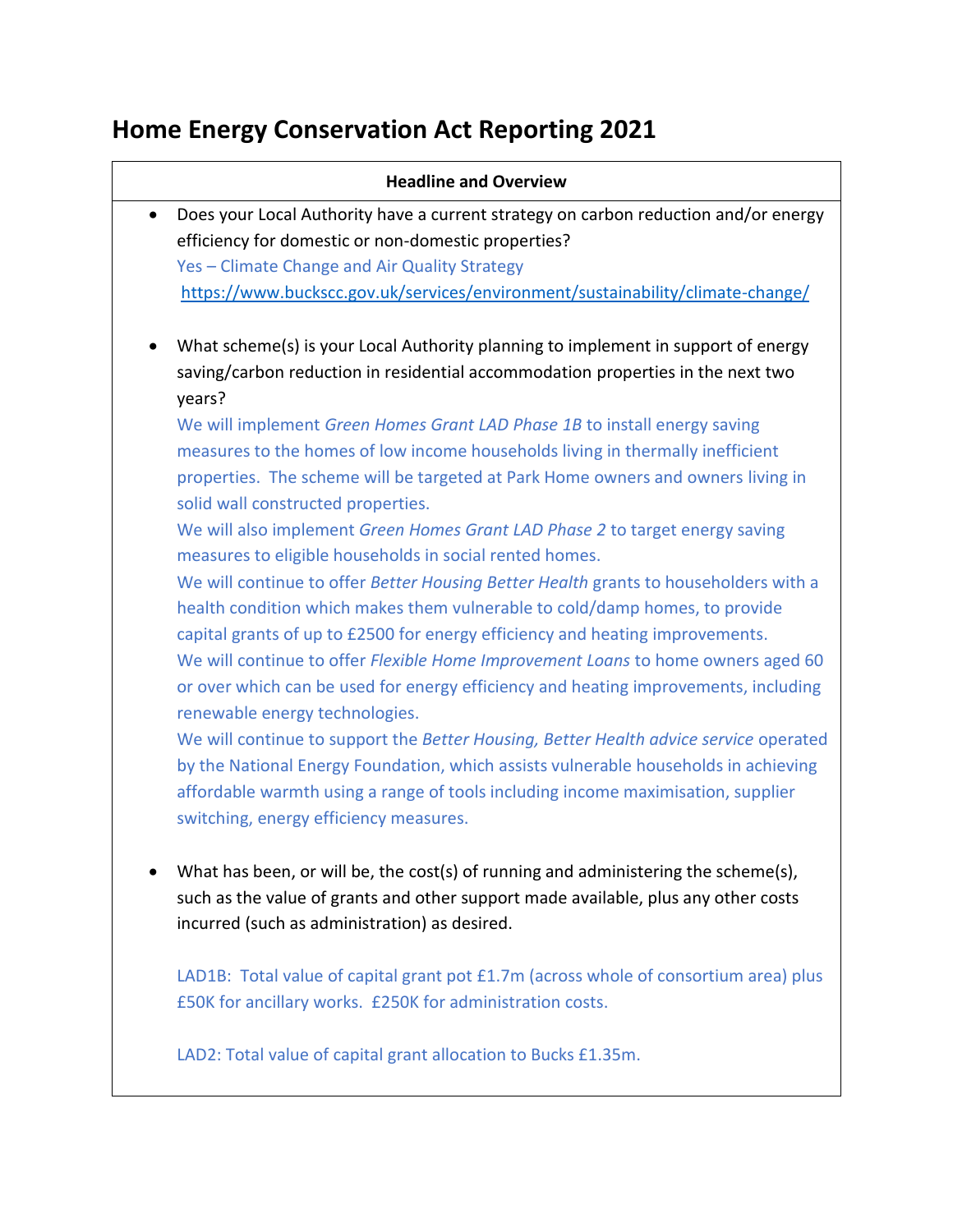# Home Energy Conservation Act Reporting 2021

**Headline and Overview**

- Does your Local Authority have a current strategy on carbon reduction and/or energy efficiency for domestic or non-domestic properties?

  Yes – Climate Change and Air Quality Strategy
  https://www.buckscc.gov.uk/services/environment/sustainability/climate-change/

- What scheme(s) is your Local Authority planning to implement in support of energy saving/carbon reduction in residential accommodation properties in the next two years?

  We will implement *Green Homes Grant LAD Phase 1B* to install energy saving measures to the homes of low income households living in thermally inefficient properties. The scheme will be targeted at Park Home owners and owners living in solid wall constructed properties.
  We will also implement *Green Homes Grant LAD Phase 2* to target energy saving measures to eligible households in social rented homes.
  We will continue to offer *Better Housing Better Health* grants to householders with a health condition which makes them vulnerable to cold/damp homes, to provide capital grants of up to £2500 for energy efficiency and heating improvements.
  We will continue to offer *Flexible Home Improvement Loans* to home owners aged 60 or over which can be used for energy efficiency and heating improvements, including renewable energy technologies.
  We will continue to support the *Better Housing, Better Health advice service* operated by the National Energy Foundation, which assists vulnerable households in achieving affordable warmth using a range of tools including income maximisation, supplier switching, energy efficiency measures.

- What has been, or will be, the cost(s) of running and administering the scheme(s), such as the value of grants and other support made available, plus any other costs incurred (such as administration) as desired.

  LAD1B: Total value of capital grant pot £1.7m (across whole of consortium area) plus £50K for ancillary works. £250K for administration costs.

  LAD2: Total value of capital grant allocation to Bucks £1.35m.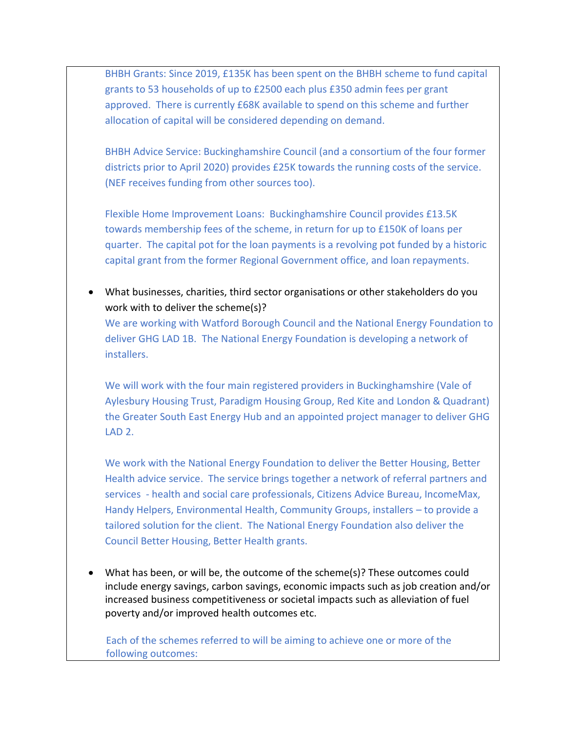BHBH Grants: Since 2019, £135K has been spent on the BHBH scheme to fund capital grants to 53 households of up to £2500 each plus £350 admin fees per grant approved. There is currently £68K available to spend on this scheme and further allocation of capital will be considered depending on demand.

BHBH Advice Service: Buckinghamshire Council (and a consortium of the four former districts prior to April 2020) provides £25K towards the running costs of the service. (NEF receives funding from other sources too).

Flexible Home Improvement Loans: Buckinghamshire Council provides £13.5K towards membership fees of the scheme, in return for up to £150K of loans per quarter. The capital pot for the loan payments is a revolving pot funded by a historic capital grant from the former Regional Government office, and loan repayments.

- What businesses, charities, third sector organisations or other stakeholders do you work with to deliver the scheme(s)?

  We are working with Watford Borough Council and the National Energy Foundation to deliver GHG LAD 1B. The National Energy Foundation is developing a network of installers.

  We will work with the four main registered providers in Buckinghamshire (Vale of Aylesbury Housing Trust, Paradigm Housing Group, Red Kite and London & Quadrant) the Greater South East Energy Hub and an appointed project manager to deliver GHG LAD 2.

  We work with the National Energy Foundation to deliver the Better Housing, Better Health advice service. The service brings together a network of referral partners and services - health and social care professionals, Citizens Advice Bureau, IncomeMax, Handy Helpers, Environmental Health, Community Groups, installers – to provide a tailored solution for the client. The National Energy Foundation also deliver the Council Better Housing, Better Health grants.

- What has been, or will be, the outcome of the scheme(s)? These outcomes could include energy savings, carbon savings, economic impacts such as job creation and/or increased business competitiveness or societal impacts such as alleviation of fuel poverty and/or improved health outcomes etc.

  Each of the schemes referred to will be aiming to achieve one or more of the following outcomes: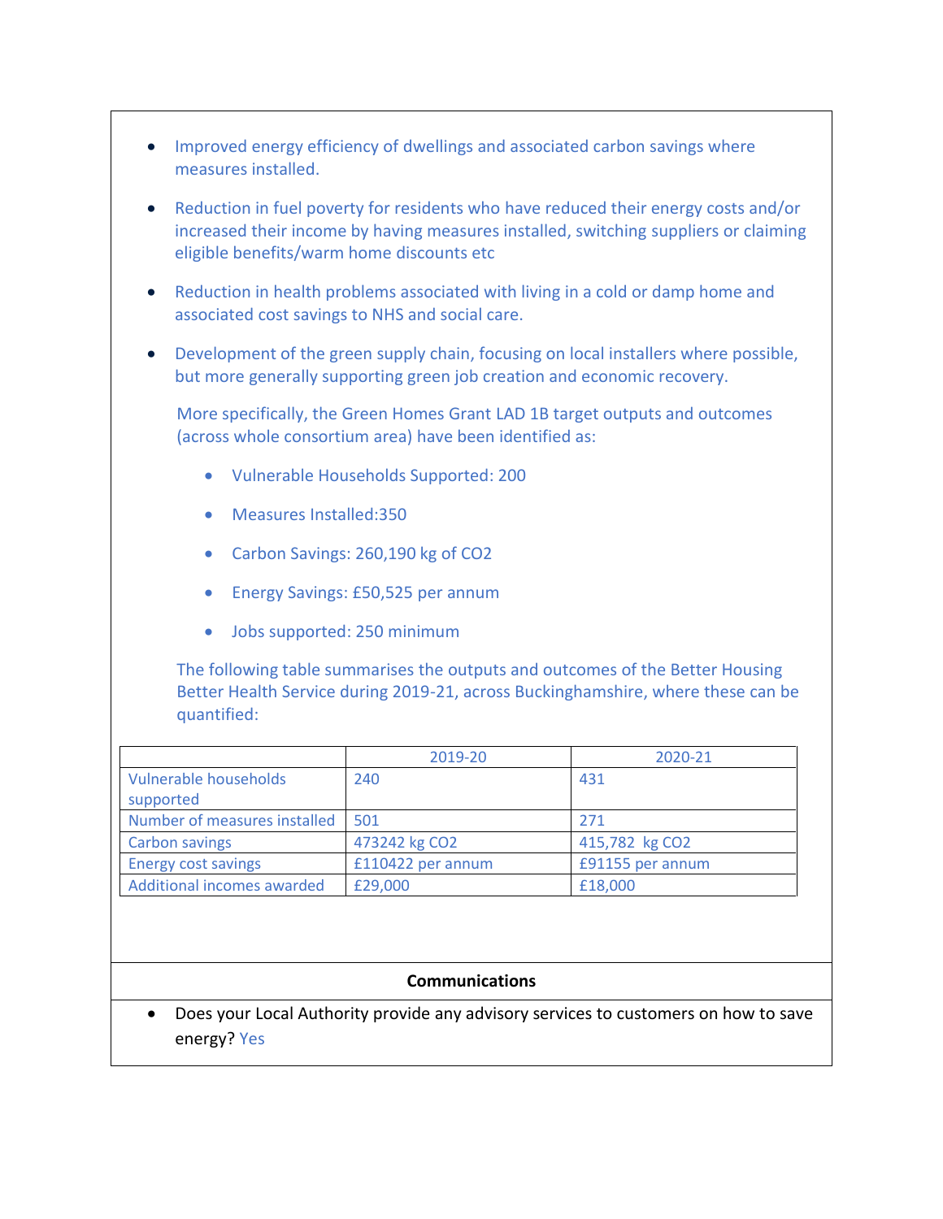- Improved energy efficiency of dwellings and associated carbon savings where measures installed.
- Reduction in fuel poverty for residents who have reduced their energy costs and/or increased their income by having measures installed, switching suppliers or claiming eligible benefits/warm home discounts etc
- Reduction in health problems associated with living in a cold or damp home and associated cost savings to NHS and social care.
- Development of the green supply chain, focusing on local installers where possible, but more generally supporting green job creation and economic recovery.

More specifically, the Green Homes Grant LAD 1B target outputs and outcomes (across whole consortium area) have been identified as:

- Vulnerable Households Supported: 200
- Measures Installed:350
- Carbon Savings: 260,190 kg of CO2
- Energy Savings: £50,525 per annum
- Jobs supported: 250 minimum

The following table summarises the outputs and outcomes of the Better Housing Better Health Service during 2019-21, across Buckinghamshire, where these can be quantified:

| | 2019-20 | 2020-21 |
|---|---|---|
| Vulnerable households supported | 240 | 431 |
| Number of measures installed | 501 | 271 |
| Carbon savings | 473242 kg CO2 | 415,782 kg CO2 |
| Energy cost savings | £110422 per annum | £91155 per annum |
| Additional incomes awarded | £29,000 | £18,000 |

**Communications**

- Does your Local Authority provide any advisory services to customers on how to save energy? Yes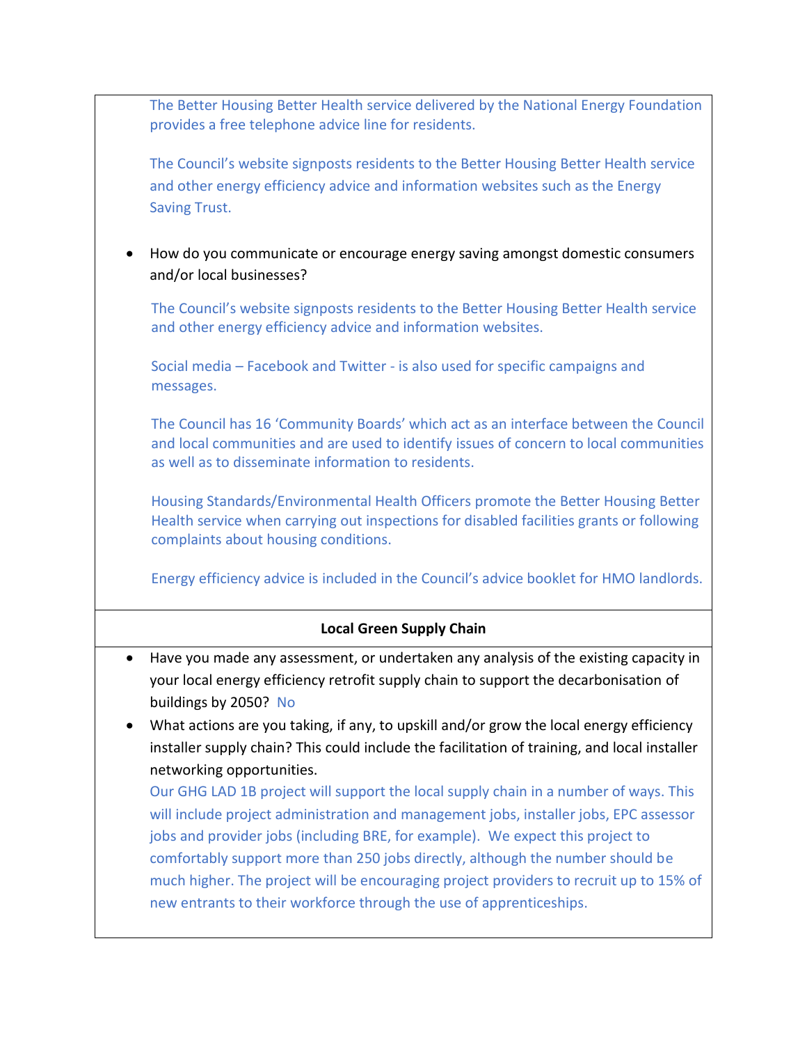The Better Housing Better Health service delivered by the National Energy Foundation provides a free telephone advice line for residents.

The Council's website signposts residents to the Better Housing Better Health service and other energy efficiency advice and information websites such as the Energy Saving Trust.

- How do you communicate or encourage energy saving amongst domestic consumers and/or local businesses?

  The Council's website signposts residents to the Better Housing Better Health service and other energy efficiency advice and information websites.

  Social media – Facebook and Twitter - is also used for specific campaigns and messages.

  The Council has 16 'Community Boards' which act as an interface between the Council and local communities and are used to identify issues of concern to local communities as well as to disseminate information to residents.

  Housing Standards/Environmental Health Officers promote the Better Housing Better Health service when carrying out inspections for disabled facilities grants or following complaints about housing conditions.

  Energy efficiency advice is included in the Council's advice booklet for HMO landlords.

**Local Green Supply Chain**

- Have you made any assessment, or undertaken any analysis of the existing capacity in your local energy efficiency retrofit supply chain to support the decarbonisation of buildings by 2050? No
- What actions are you taking, if any, to upskill and/or grow the local energy efficiency installer supply chain? This could include the facilitation of training, and local installer networking opportunities.
  Our GHG LAD 1B project will support the local supply chain in a number of ways. This will include project administration and management jobs, installer jobs, EPC assessor jobs and provider jobs (including BRE, for example). We expect this project to comfortably support more than 250 jobs directly, although the number should be much higher. The project will be encouraging project providers to recruit up to 15% of new entrants to their workforce through the use of apprenticeships.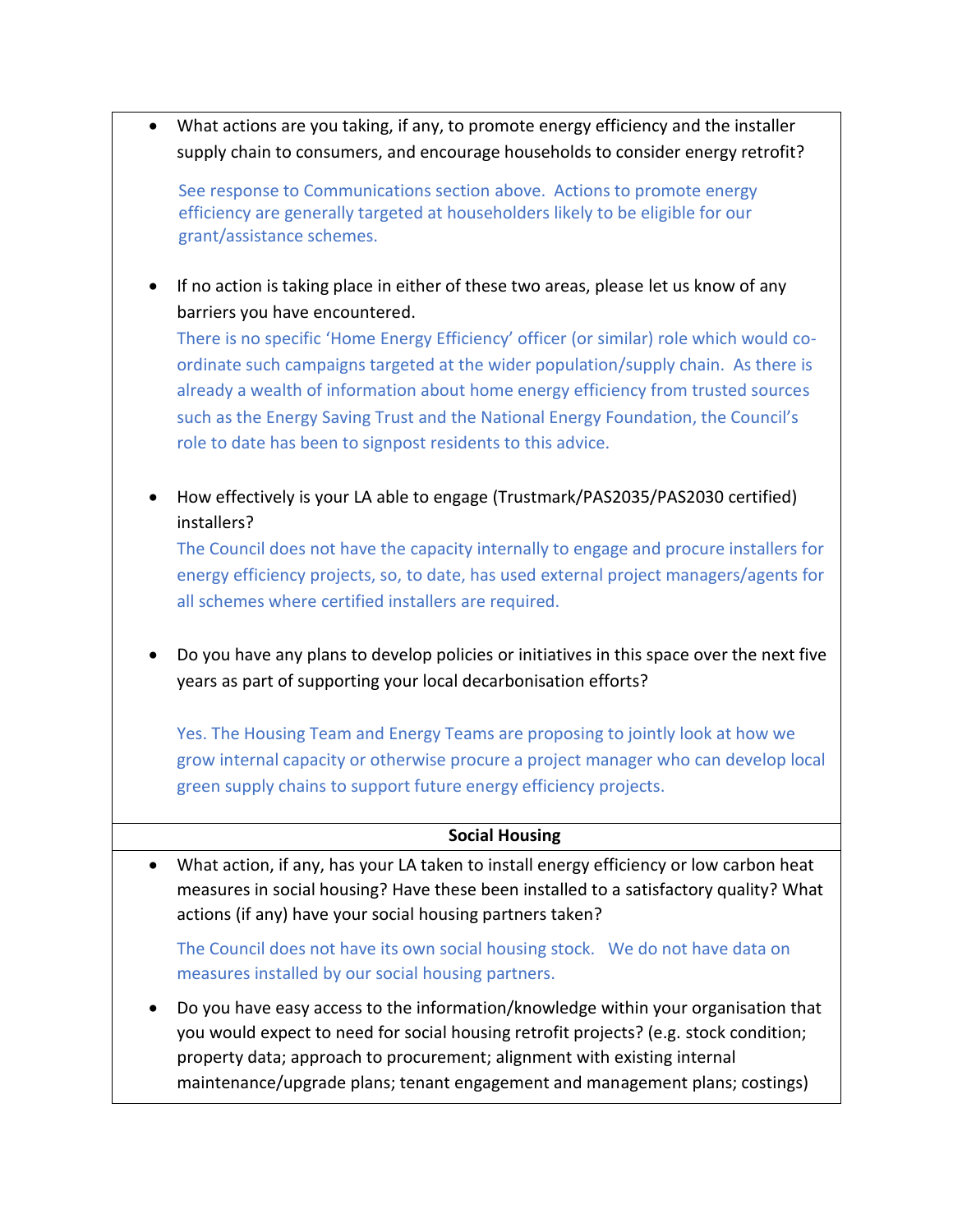- What actions are you taking, if any, to promote energy efficiency and the installer supply chain to consumers, and encourage households to consider energy retrofit?

  See response to Communications section above. Actions to promote energy efficiency are generally targeted at householders likely to be eligible for our grant/assistance schemes.

- If no action is taking place in either of these two areas, please let us know of any barriers you have encountered.

  There is no specific 'Home Energy Efficiency' officer (or similar) role which would co-ordinate such campaigns targeted at the wider population/supply chain. As there is already a wealth of information about home energy efficiency from trusted sources such as the Energy Saving Trust and the National Energy Foundation, the Council's role to date has been to signpost residents to this advice.

- How effectively is your LA able to engage (Trustmark/PAS2035/PAS2030 certified) installers?

  The Council does not have the capacity internally to engage and procure installers for energy efficiency projects, so, to date, has used external project managers/agents for all schemes where certified installers are required.

- Do you have any plans to develop policies or initiatives in this space over the next five years as part of supporting your local decarbonisation efforts?

  Yes. The Housing Team and Energy Teams are proposing to jointly look at how we grow internal capacity or otherwise procure a project manager who can develop local green supply chains to support future energy efficiency projects.

**Social Housing**

- What action, if any, has your LA taken to install energy efficiency or low carbon heat measures in social housing? Have these been installed to a satisfactory quality? What actions (if any) have your social housing partners taken?

  The Council does not have its own social housing stock. We do not have data on measures installed by our social housing partners.

- Do you have easy access to the information/knowledge within your organisation that you would expect to need for social housing retrofit projects? (e.g. stock condition; property data; approach to procurement; alignment with existing internal maintenance/upgrade plans; tenant engagement and management plans; costings)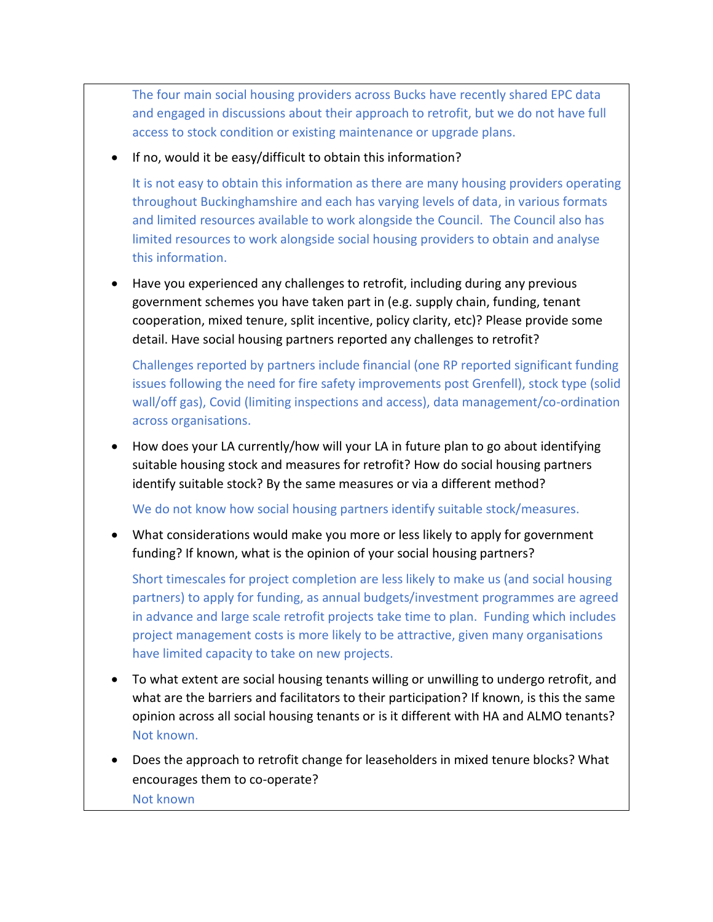The four main social housing providers across Bucks have recently shared EPC data and engaged in discussions about their approach to retrofit, but we do not have full access to stock condition or existing maintenance or upgrade plans.

- If no, would it be easy/difficult to obtain this information?

  It is not easy to obtain this information as there are many housing providers operating throughout Buckinghamshire and each has varying levels of data, in various formats and limited resources available to work alongside the Council. The Council also has limited resources to work alongside social housing providers to obtain and analyse this information.

- Have you experienced any challenges to retrofit, including during any previous government schemes you have taken part in (e.g. supply chain, funding, tenant cooperation, mixed tenure, split incentive, policy clarity, etc)? Please provide some detail. Have social housing partners reported any challenges to retrofit?

  Challenges reported by partners include financial (one RP reported significant funding issues following the need for fire safety improvements post Grenfell), stock type (solid wall/off gas), Covid (limiting inspections and access), data management/co-ordination across organisations.

- How does your LA currently/how will your LA in future plan to go about identifying suitable housing stock and measures for retrofit? How do social housing partners identify suitable stock? By the same measures or via a different method?

  We do not know how social housing partners identify suitable stock/measures.

- What considerations would make you more or less likely to apply for government funding? If known, what is the opinion of your social housing partners?

  Short timescales for project completion are less likely to make us (and social housing partners) to apply for funding, as annual budgets/investment programmes are agreed in advance and large scale retrofit projects take time to plan. Funding which includes project management costs is more likely to be attractive, given many organisations have limited capacity to take on new projects.

- To what extent are social housing tenants willing or unwilling to undergo retrofit, and what are the barriers and facilitators to their participation? If known, is this the same opinion across all social housing tenants or is it different with HA and ALMO tenants?
  Not known.

- Does the approach to retrofit change for leaseholders in mixed tenure blocks? What encourages them to co-operate?
  Not known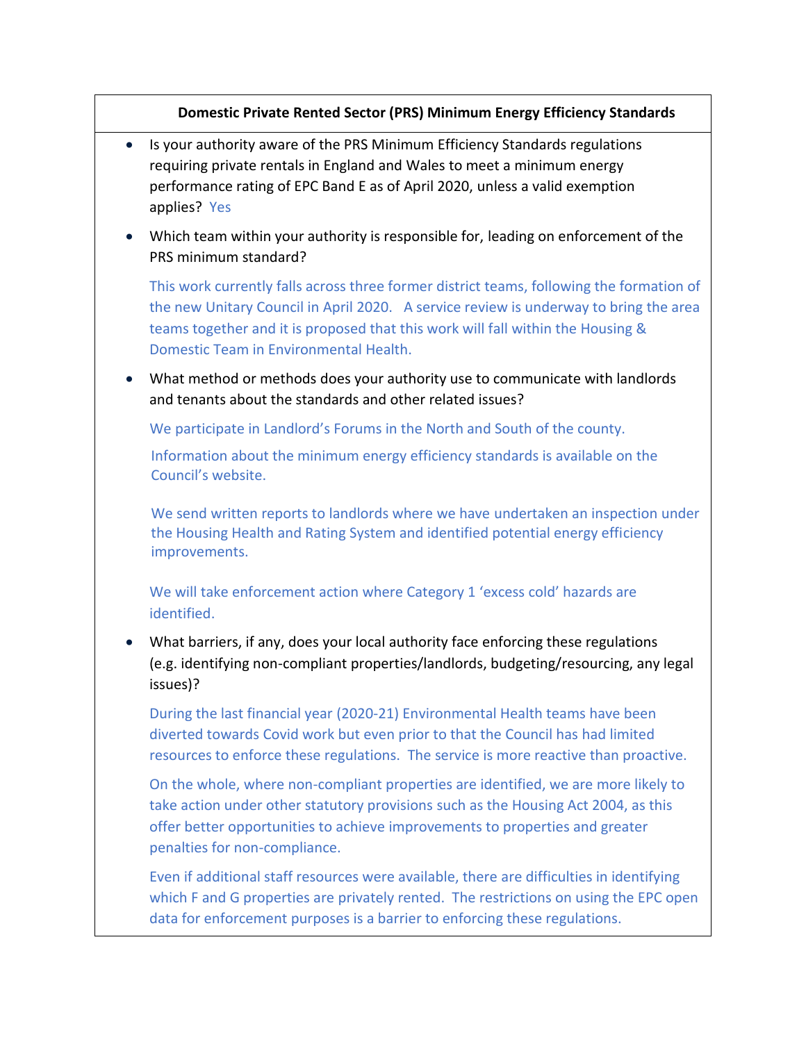**Domestic Private Rented Sector (PRS) Minimum Energy Efficiency Standards**

- Is your authority aware of the PRS Minimum Efficiency Standards regulations requiring private rentals in England and Wales to meet a minimum energy performance rating of EPC Band E as of April 2020, unless a valid exemption applies? Yes

- Which team within your authority is responsible for, leading on enforcement of the PRS minimum standard?

  This work currently falls across three former district teams, following the formation of the new Unitary Council in April 2020. A service review is underway to bring the area teams together and it is proposed that this work will fall within the Housing & Domestic Team in Environmental Health.

- What method or methods does your authority use to communicate with landlords and tenants about the standards and other related issues?

  We participate in Landlord's Forums in the North and South of the county.

  Information about the minimum energy efficiency standards is available on the Council's website.

  We send written reports to landlords where we have undertaken an inspection under the Housing Health and Rating System and identified potential energy efficiency improvements.

  We will take enforcement action where Category 1 'excess cold' hazards are identified.

- What barriers, if any, does your local authority face enforcing these regulations (e.g. identifying non-compliant properties/landlords, budgeting/resourcing, any legal issues)?

  During the last financial year (2020-21) Environmental Health teams have been diverted towards Covid work but even prior to that the Council has had limited resources to enforce these regulations. The service is more reactive than proactive.

  On the whole, where non-compliant properties are identified, we are more likely to take action under other statutory provisions such as the Housing Act 2004, as this offer better opportunities to achieve improvements to properties and greater penalties for non-compliance.

  Even if additional staff resources were available, there are difficulties in identifying which F and G properties are privately rented. The restrictions on using the EPC open data for enforcement purposes is a barrier to enforcing these regulations.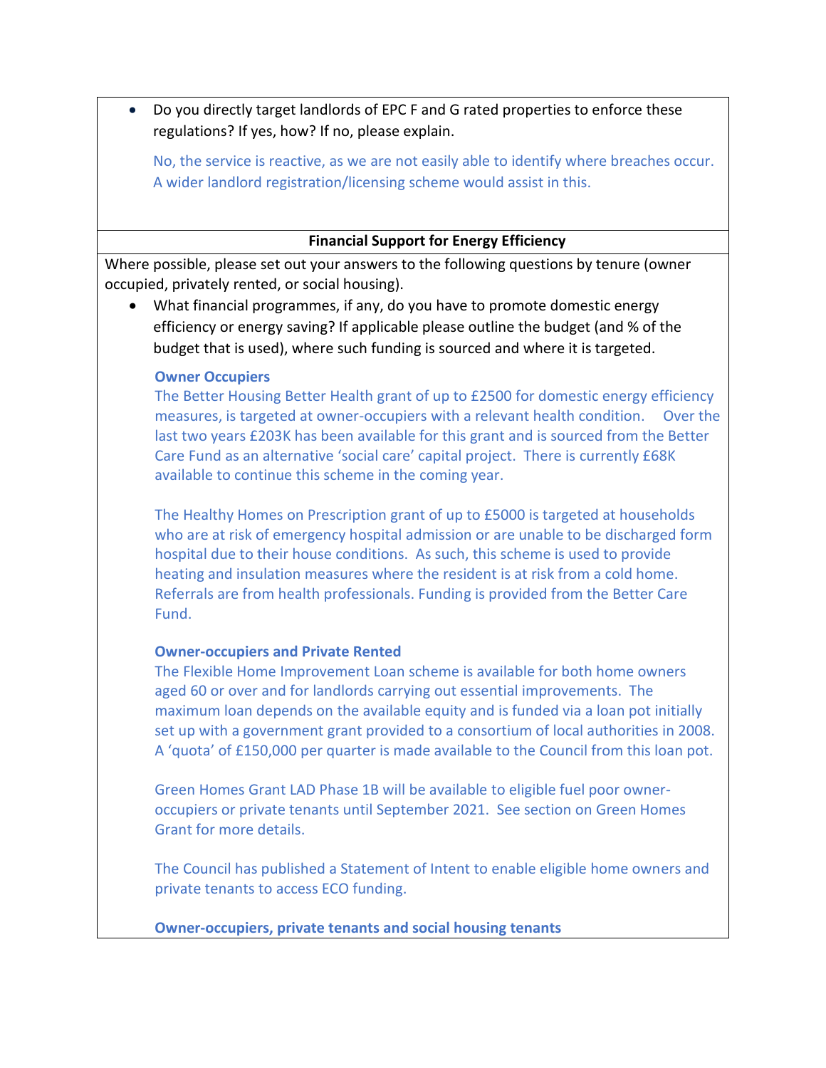- Do you directly target landlords of EPC F and G rated properties to enforce these regulations? If yes, how? If no, please explain.

  No, the service is reactive, as we are not easily able to identify where breaches occur. A wider landlord registration/licensing scheme would assist in this.

**Financial Support for Energy Efficiency**

Where possible, please set out your answers to the following questions by tenure (owner occupied, privately rented, or social housing).

- What financial programmes, if any, do you have to promote domestic energy efficiency or energy saving? If applicable please outline the budget (and % of the budget that is used), where such funding is sourced and where it is targeted.

  **Owner Occupiers**

  The Better Housing Better Health grant of up to £2500 for domestic energy efficiency measures, is targeted at owner-occupiers with a relevant health condition. Over the last two years £203K has been available for this grant and is sourced from the Better Care Fund as an alternative 'social care' capital project. There is currently £68K available to continue this scheme in the coming year.

  The Healthy Homes on Prescription grant of up to £5000 is targeted at households who are at risk of emergency hospital admission or are unable to be discharged form hospital due to their house conditions. As such, this scheme is used to provide heating and insulation measures where the resident is at risk from a cold home. Referrals are from health professionals. Funding is provided from the Better Care Fund.

  **Owner-occupiers and Private Rented**

  The Flexible Home Improvement Loan scheme is available for both home owners aged 60 or over and for landlords carrying out essential improvements. The maximum loan depends on the available equity and is funded via a loan pot initially set up with a government grant provided to a consortium of local authorities in 2008. A 'quota' of £150,000 per quarter is made available to the Council from this loan pot.

  Green Homes Grant LAD Phase 1B will be available to eligible fuel poor owner-occupiers or private tenants until September 2021. See section on Green Homes Grant for more details.

  The Council has published a Statement of Intent to enable eligible home owners and private tenants to access ECO funding.

  **Owner-occupiers, private tenants and social housing tenants**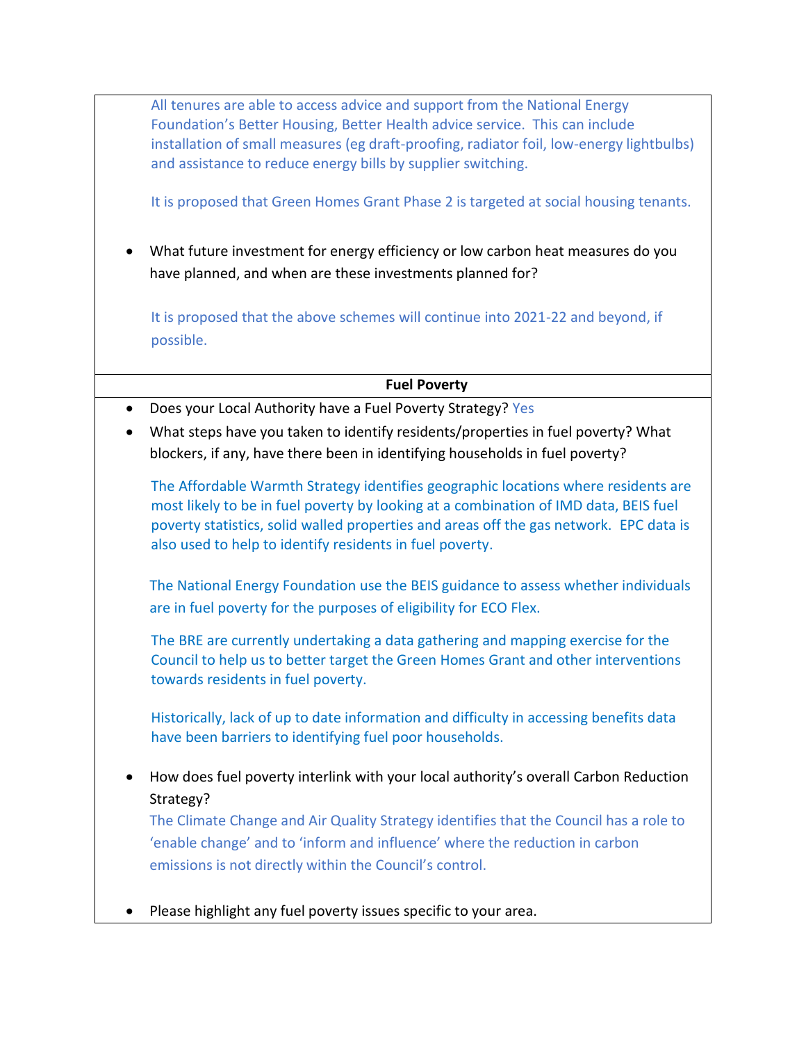All tenures are able to access advice and support from the National Energy Foundation's Better Housing, Better Health advice service. This can include installation of small measures (eg draft-proofing, radiator foil, low-energy lightbulbs) and assistance to reduce energy bills by supplier switching.

It is proposed that Green Homes Grant Phase 2 is targeted at social housing tenants.

- What future investment for energy efficiency or low carbon heat measures do you have planned, and when are these investments planned for?

  It is proposed that the above schemes will continue into 2021-22 and beyond, if possible.

**Fuel Poverty**

- Does your Local Authority have a Fuel Poverty Strategy? Yes
- What steps have you taken to identify residents/properties in fuel poverty? What blockers, if any, have there been in identifying households in fuel poverty?

  The Affordable Warmth Strategy identifies geographic locations where residents are most likely to be in fuel poverty by looking at a combination of IMD data, BEIS fuel poverty statistics, solid walled properties and areas off the gas network. EPC data is also used to help to identify residents in fuel poverty.

  The National Energy Foundation use the BEIS guidance to assess whether individuals are in fuel poverty for the purposes of eligibility for ECO Flex.

  The BRE are currently undertaking a data gathering and mapping exercise for the Council to help us to better target the Green Homes Grant and other interventions towards residents in fuel poverty.

  Historically, lack of up to date information and difficulty in accessing benefits data have been barriers to identifying fuel poor households.

- How does fuel poverty interlink with your local authority's overall Carbon Reduction Strategy?
  The Climate Change and Air Quality Strategy identifies that the Council has a role to 'enable change' and to 'inform and influence' where the reduction in carbon emissions is not directly within the Council's control.

- Please highlight any fuel poverty issues specific to your area.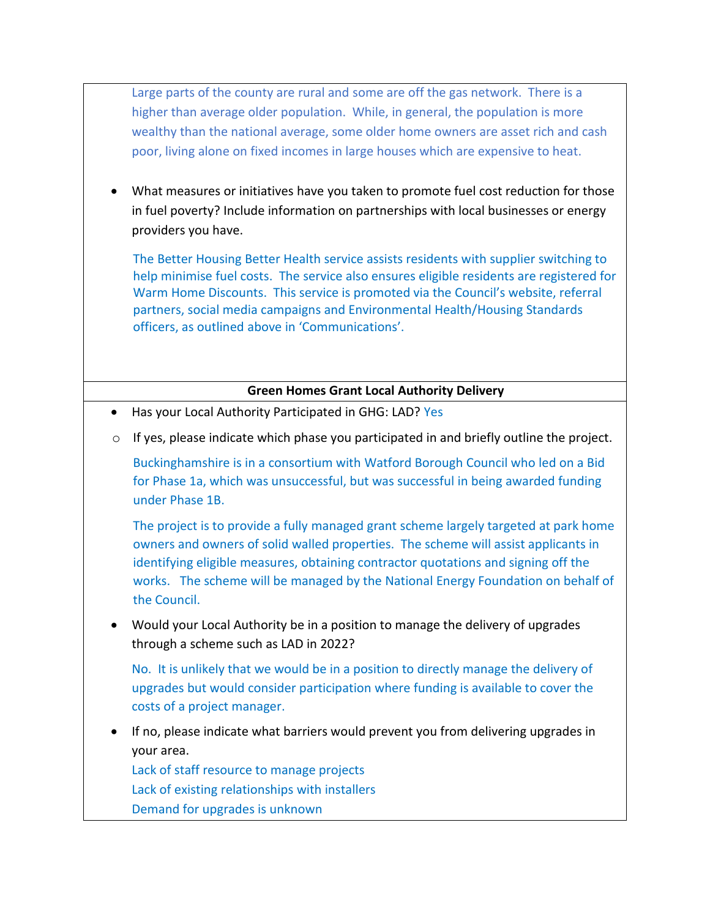Large parts of the county are rural and some are off the gas network. There is a higher than average older population. While, in general, the population is more wealthy than the national average, some older home owners are asset rich and cash poor, living alone on fixed incomes in large houses which are expensive to heat.

- What measures or initiatives have you taken to promote fuel cost reduction for those in fuel poverty? Include information on partnerships with local businesses or energy providers you have.

  The Better Housing Better Health service assists residents with supplier switching to help minimise fuel costs. The service also ensures eligible residents are registered for Warm Home Discounts. This service is promoted via the Council's website, referral partners, social media campaigns and Environmental Health/Housing Standards officers, as outlined above in 'Communications'.

**Green Homes Grant Local Authority Delivery**

- Has your Local Authority Participated in GHG: LAD? Yes
  - If yes, please indicate which phase you participated in and briefly outline the project.

    Buckinghamshire is in a consortium with Watford Borough Council who led on a Bid for Phase 1a, which was unsuccessful, but was successful in being awarded funding under Phase 1B.

    The project is to provide a fully managed grant scheme largely targeted at park home owners and owners of solid walled properties. The scheme will assist applicants in identifying eligible measures, obtaining contractor quotations and signing off the works. The scheme will be managed by the National Energy Foundation on behalf of the Council.

- Would your Local Authority be in a position to manage the delivery of upgrades through a scheme such as LAD in 2022?

  No. It is unlikely that we would be in a position to directly manage the delivery of upgrades but would consider participation where funding is available to cover the costs of a project manager.

- If no, please indicate what barriers would prevent you from delivering upgrades in your area.

  Lack of staff resource to manage projects
  Lack of existing relationships with installers
  Demand for upgrades is unknown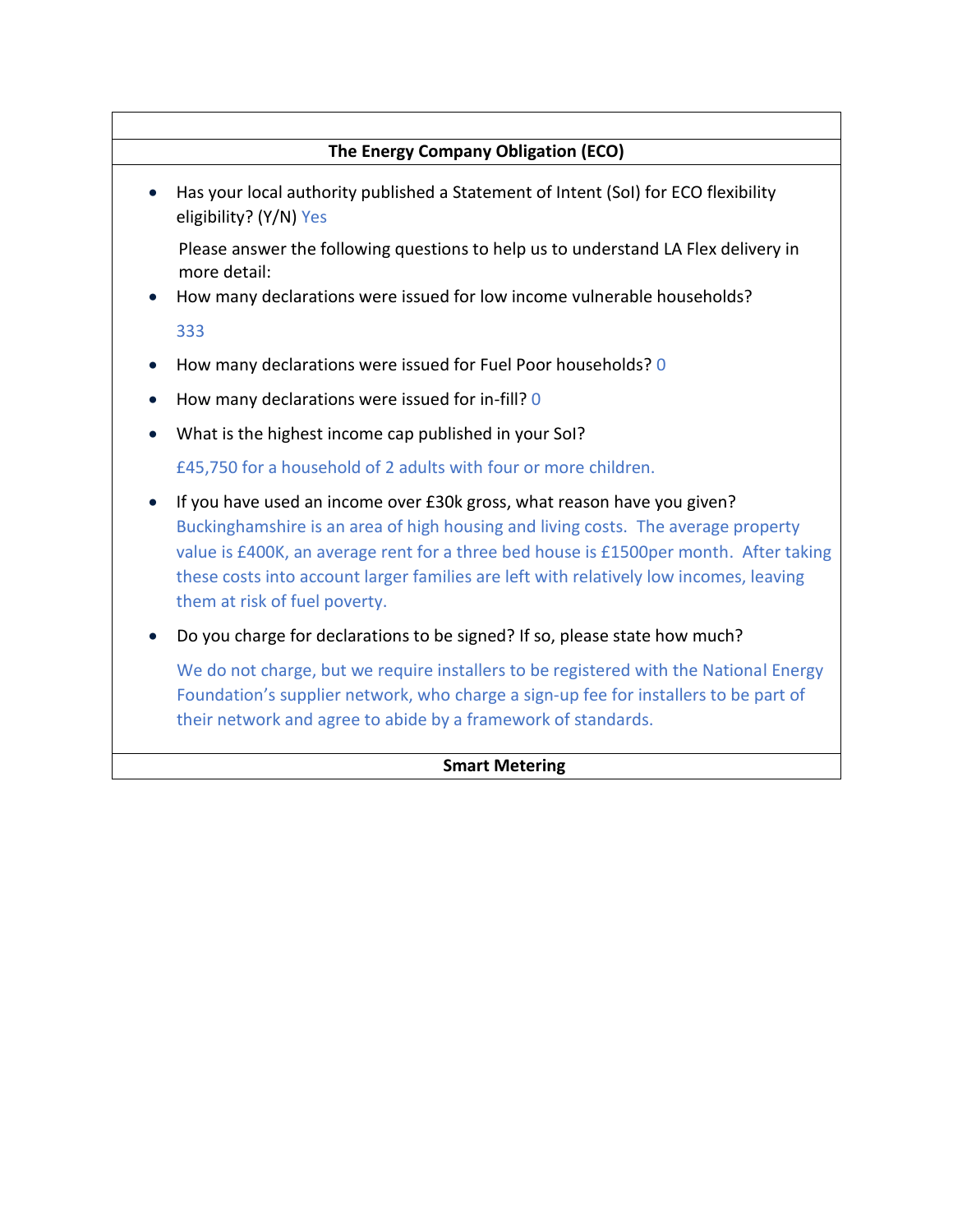## The Energy Company Obligation (ECO)

- Has your local authority published a Statement of Intent (SoI) for ECO flexibility eligibility? (Y/N) Yes

  Please answer the following questions to help us to understand LA Flex delivery in more detail:

- How many declarations were issued for low income vulnerable households?

  333

- How many declarations were issued for Fuel Poor households? 0
- How many declarations were issued for in-fill? 0
- What is the highest income cap published in your SoI?

  £45,750 for a household of 2 adults with four or more children.

- If you have used an income over £30k gross, what reason have you given? Buckinghamshire is an area of high housing and living costs. The average property value is £400K, an average rent for a three bed house is £1500per month. After taking these costs into account larger families are left with relatively low incomes, leaving them at risk of fuel poverty.
- Do you charge for declarations to be signed? If so, please state how much?

  We do not charge, but we require installers to be registered with the National Energy Foundation's supplier network, who charge a sign-up fee for installers to be part of their network and agree to abide by a framework of standards.

## Smart Metering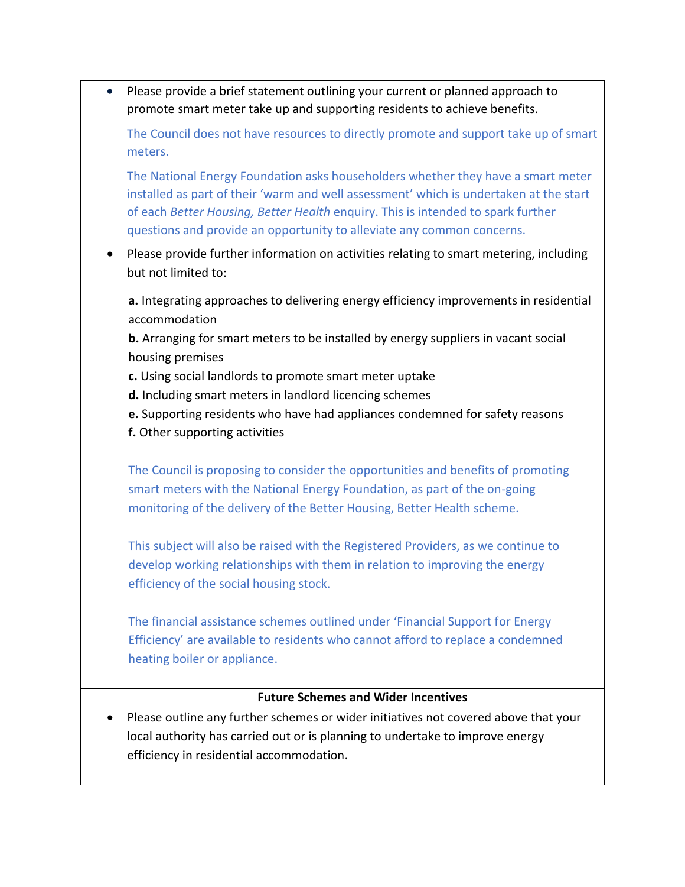- Please provide a brief statement outlining your current or planned approach to promote smart meter take up and supporting residents to achieve benefits.

  The Council does not have resources to directly promote and support take up of smart meters.

  The National Energy Foundation asks householders whether they have a smart meter installed as part of their 'warm and well assessment' which is undertaken at the start of each *Better Housing, Better Health* enquiry. This is intended to spark further questions and provide an opportunity to alleviate any common concerns.

- Please provide further information on activities relating to smart metering, including but not limited to:

  **a.** Integrating approaches to delivering energy efficiency improvements in residential accommodation
  **b.** Arranging for smart meters to be installed by energy suppliers in vacant social housing premises
  **c.** Using social landlords to promote smart meter uptake
  **d.** Including smart meters in landlord licencing schemes
  **e.** Supporting residents who have had appliances condemned for safety reasons
  **f.** Other supporting activities

  The Council is proposing to consider the opportunities and benefits of promoting smart meters with the National Energy Foundation, as part of the on-going monitoring of the delivery of the Better Housing, Better Health scheme.

  This subject will also be raised with the Registered Providers, as we continue to develop working relationships with them in relation to improving the energy efficiency of the social housing stock.

  The financial assistance schemes outlined under 'Financial Support for Energy Efficiency' are available to residents who cannot afford to replace a condemned heating boiler or appliance.

**Future Schemes and Wider Incentives**

- Please outline any further schemes or wider initiatives not covered above that your local authority has carried out or is planning to undertake to improve energy efficiency in residential accommodation.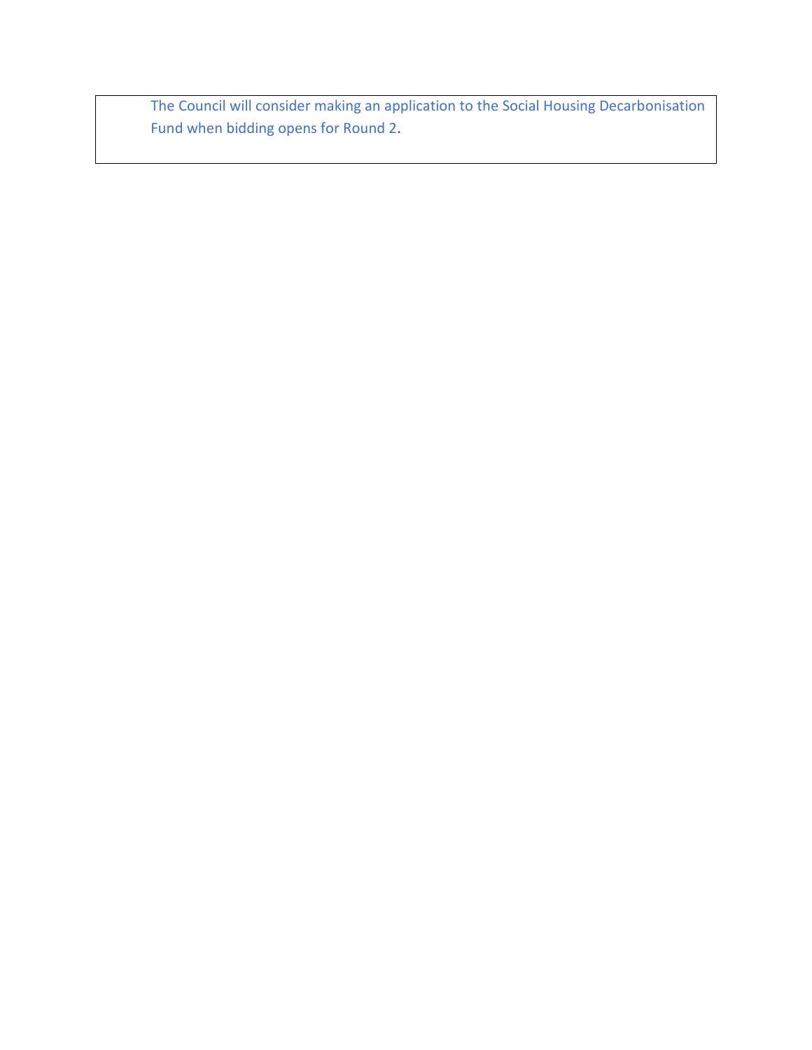The Council will consider making an application to the Social Housing Decarbonisation Fund when bidding opens for Round 2.